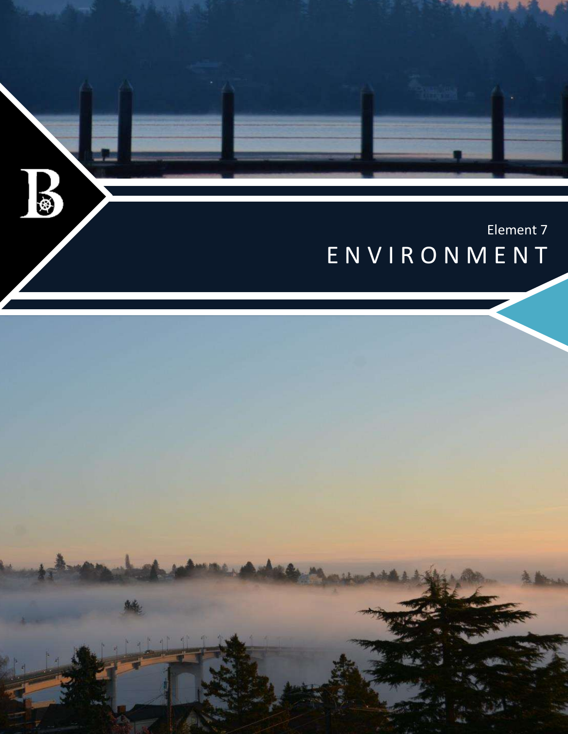Element 7

# ENVIRONMENT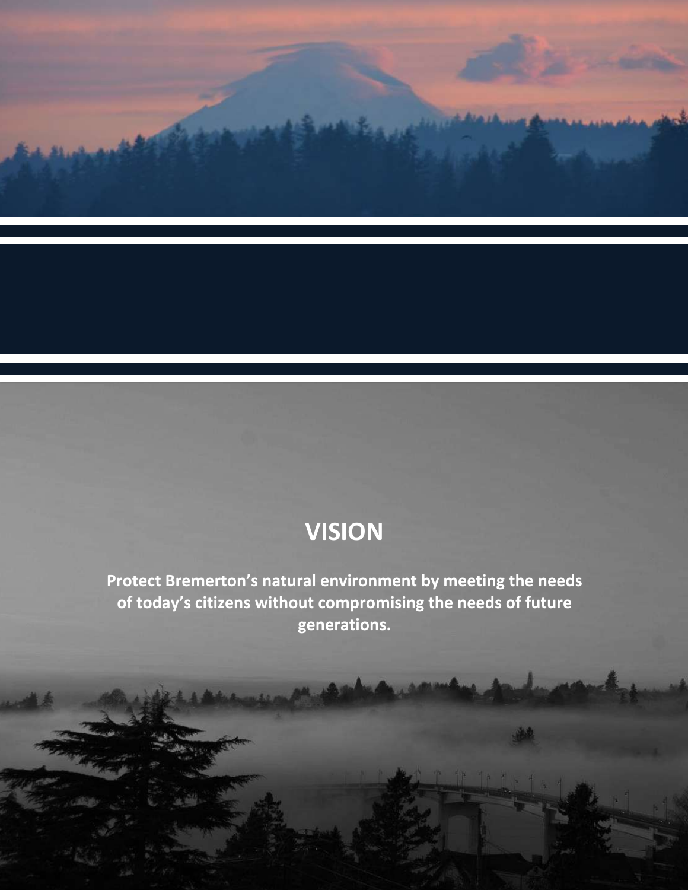## VISION

**Protect Bremerton's natural environment by meeting the needs of today's citizens without compromising the needs of future generations.**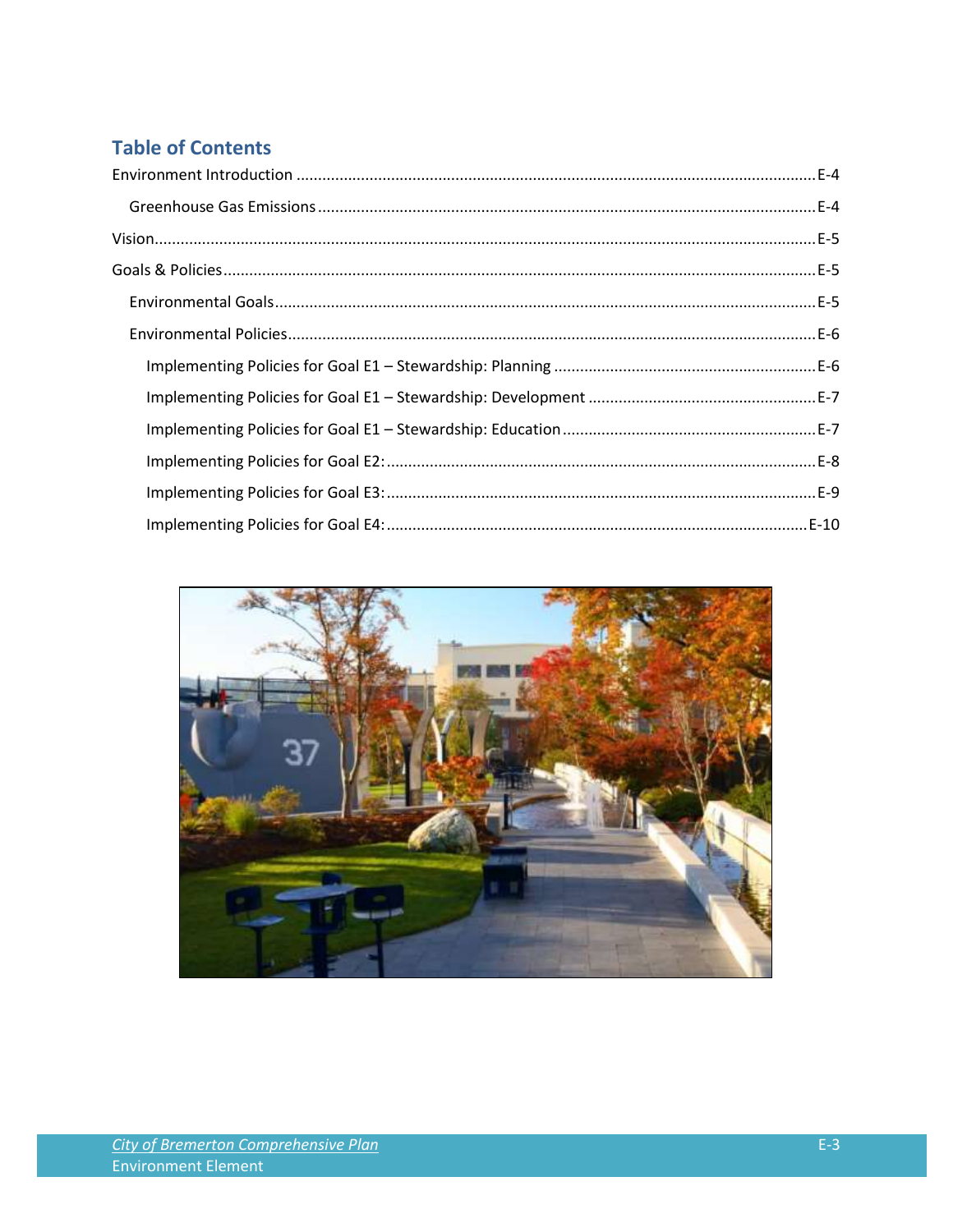## Table of Contents

Environment Introduction ........................................ E-4

- Greenhouse Gas Emissions ........................................ E-4

Vision ........................................ E-5

Goals & Policies ........................................ E-5

- Environmental Goals ........................................ E-5
- Environmental Policies ........................................ E-6
  - Implementing Policies for Goal E1 – Stewardship: Planning ........................................ E-6
  - Implementing Policies for Goal E1 – Stewardship: Development ........................................ E-7
  - Implementing Policies for Goal E1 – Stewardship: Education ........................................ E-7
  - Implementing Policies for Goal E2: ........................................ E-8
  - Implementing Policies for Goal E3: ........................................ E-9
  - Implementing Policies for Goal E4: ........................................ E-10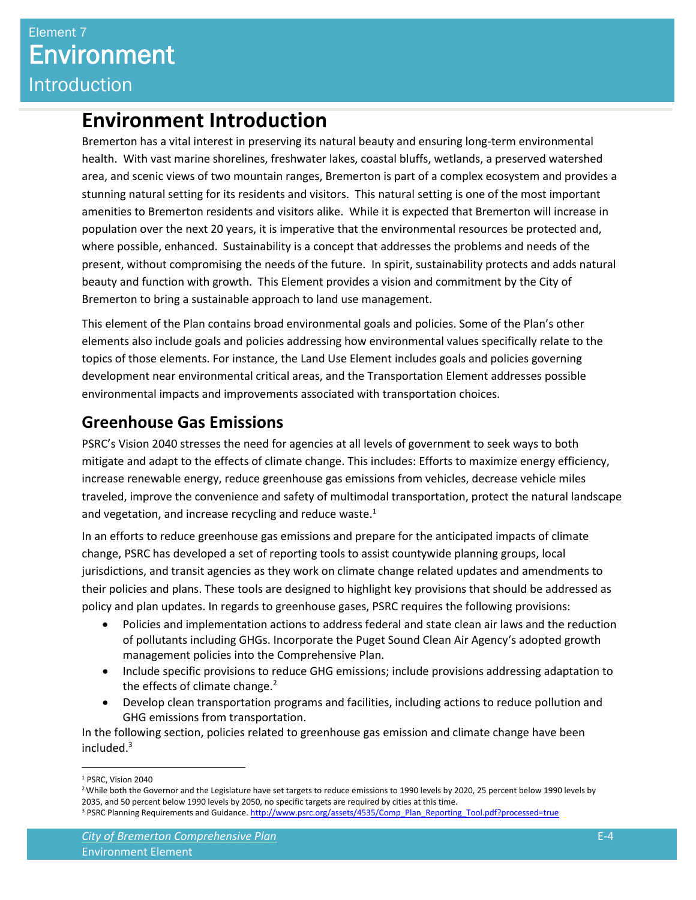# Environment Introduction

Bremerton has a vital interest in preserving its natural beauty and ensuring long-term environmental health. With vast marine shorelines, freshwater lakes, coastal bluffs, wetlands, a preserved watershed area, and scenic views of two mountain ranges, Bremerton is part of a complex ecosystem and provides a stunning natural setting for its residents and visitors. This natural setting is one of the most important amenities to Bremerton residents and visitors alike. While it is expected that Bremerton will increase in population over the next 20 years, it is imperative that the environmental resources be protected and, where possible, enhanced. Sustainability is a concept that addresses the problems and needs of the present, without compromising the needs of the future. In spirit, sustainability protects and adds natural beauty and function with growth. This Element provides a vision and commitment by the City of Bremerton to bring a sustainable approach to land use management.

This element of the Plan contains broad environmental goals and policies. Some of the Plan's other elements also include goals and policies addressing how environmental values specifically relate to the topics of those elements. For instance, the Land Use Element includes goals and policies governing development near environmental critical areas, and the Transportation Element addresses possible environmental impacts and improvements associated with transportation choices.

## Greenhouse Gas Emissions

PSRC's Vision 2040 stresses the need for agencies at all levels of government to seek ways to both mitigate and adapt to the effects of climate change. This includes: Efforts to maximize energy efficiency, increase renewable energy, reduce greenhouse gas emissions from vehicles, decrease vehicle miles traveled, improve the convenience and safety of multimodal transportation, protect the natural landscape and vegetation, and increase recycling and reduce waste.[1]

In an efforts to reduce greenhouse gas emissions and prepare for the anticipated impacts of climate change, PSRC has developed a set of reporting tools to assist countywide planning groups, local jurisdictions, and transit agencies as they work on climate change related updates and amendments to their policies and plans. These tools are designed to highlight key provisions that should be addressed as policy and plan updates. In regards to greenhouse gases, PSRC requires the following provisions:

- Policies and implementation actions to address federal and state clean air laws and the reduction of pollutants including GHGs. Incorporate the Puget Sound Clean Air Agency's adopted growth management policies into the Comprehensive Plan.
- Include specific provisions to reduce GHG emissions; include provisions addressing adaptation to the effects of climate change.[2]
- Develop clean transportation programs and facilities, including actions to reduce pollution and GHG emissions from transportation.

In the following section, policies related to greenhouse gas emission and climate change have been included.[3]

---

[1] PSRC, Vision 2040

[2] While both the Governor and the Legislature have set targets to reduce emissions to 1990 levels by 2020, 25 percent below 1990 levels by 2035, and 50 percent below 1990 levels by 2050, no specific targets are required by cities at this time.

[3] PSRC Planning Requirements and Guidance. http://www.psrc.org/assets/4535/Comp_Plan_Reporting_Tool.pdf?processed=true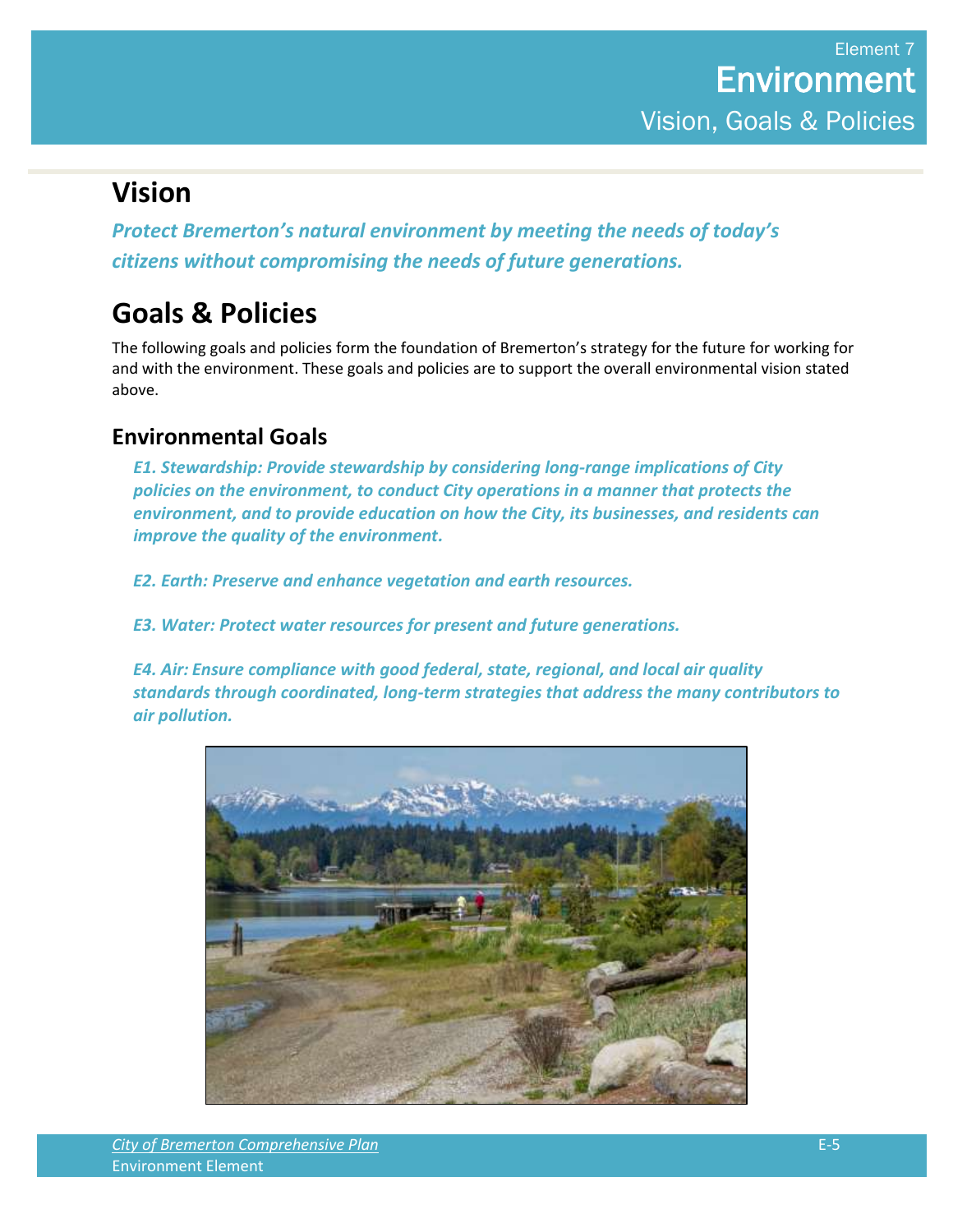Element 7
# Environment
Vision, Goals & Policies

## Vision

***Protect Bremerton's natural environment by meeting the needs of today's citizens without compromising the needs of future generations.***

## Goals & Policies

The following goals and policies form the foundation of Bremerton's strategy for the future for working for and with the environment. These goals and policies are to support the overall environmental vision stated above.

### Environmental Goals

***E1. Stewardship: Provide stewardship by considering long-range implications of City policies on the environment, to conduct City operations in a manner that protects the environment, and to provide education on how the City, its businesses, and residents can improve the quality of the environment.***

***E2. Earth: Preserve and enhance vegetation and earth resources.***

***E3. Water: Protect water resources for present and future generations.***

***E4. Air: Ensure compliance with good federal, state, regional, and local air quality standards through coordinated, long-term strategies that address the many contributors to air pollution.***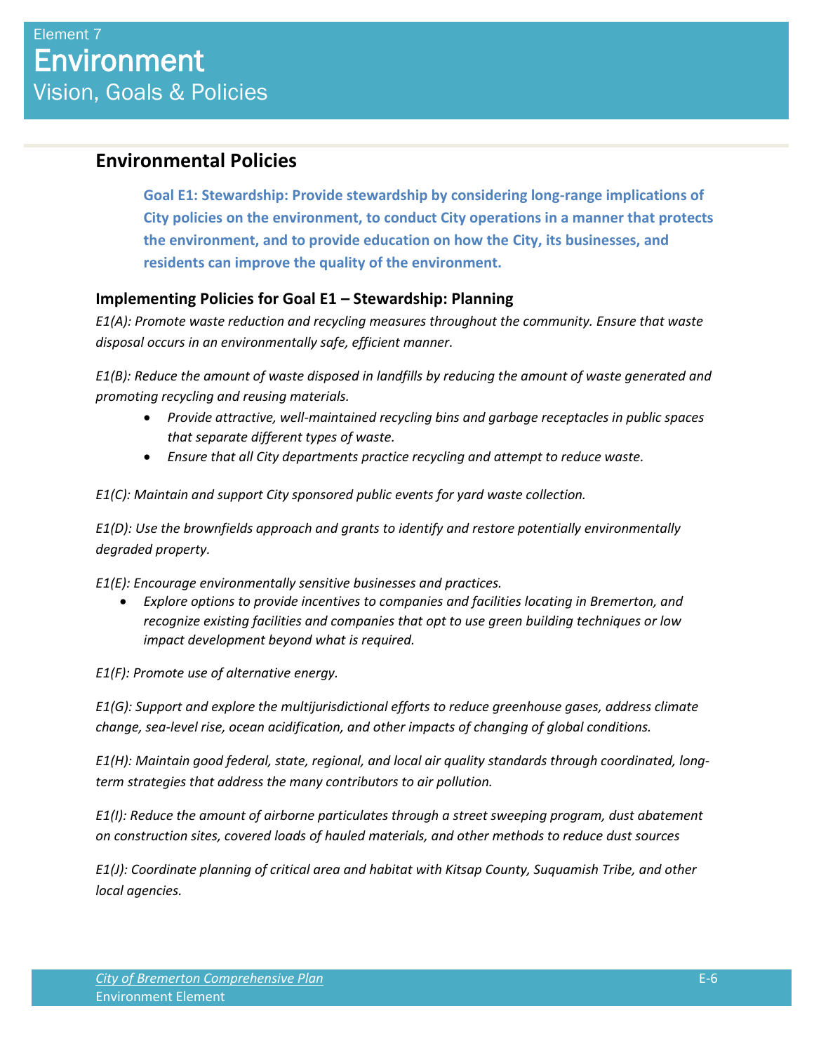Element 7
# Environment
Vision, Goals & Policies

## Environmental Policies

**Goal E1: Stewardship: Provide stewardship by considering long-range implications of City policies on the environment, to conduct City operations in a manner that protects the environment, and to provide education on how the City, its businesses, and residents can improve the quality of the environment.**

### Implementing Policies for Goal E1 – Stewardship: Planning

*E1(A): Promote waste reduction and recycling measures throughout the community. Ensure that waste disposal occurs in an environmentally safe, efficient manner.*

*E1(B): Reduce the amount of waste disposed in landfills by reducing the amount of waste generated and promoting recycling and reusing materials.*

- *Provide attractive, well-maintained recycling bins and garbage receptacles in public spaces that separate different types of waste.*
- *Ensure that all City departments practice recycling and attempt to reduce waste.*

*E1(C): Maintain and support City sponsored public events for yard waste collection.*

*E1(D): Use the brownfields approach and grants to identify and restore potentially environmentally degraded property.*

*E1(E): Encourage environmentally sensitive businesses and practices.*

- *Explore options to provide incentives to companies and facilities locating in Bremerton, and recognize existing facilities and companies that opt to use green building techniques or low impact development beyond what is required.*

*E1(F): Promote use of alternative energy.*

*E1(G): Support and explore the multijurisdictional efforts to reduce greenhouse gases, address climate change, sea-level rise, ocean acidification, and other impacts of changing of global conditions.*

*E1(H): Maintain good federal, state, regional, and local air quality standards through coordinated, long-term strategies that address the many contributors to air pollution.*

*E1(I): Reduce the amount of airborne particulates through a street sweeping program, dust abatement on construction sites, covered loads of hauled materials, and other methods to reduce dust sources*

*E1(J): Coordinate planning of critical area and habitat with Kitsap County, Suquamish Tribe, and other local agencies.*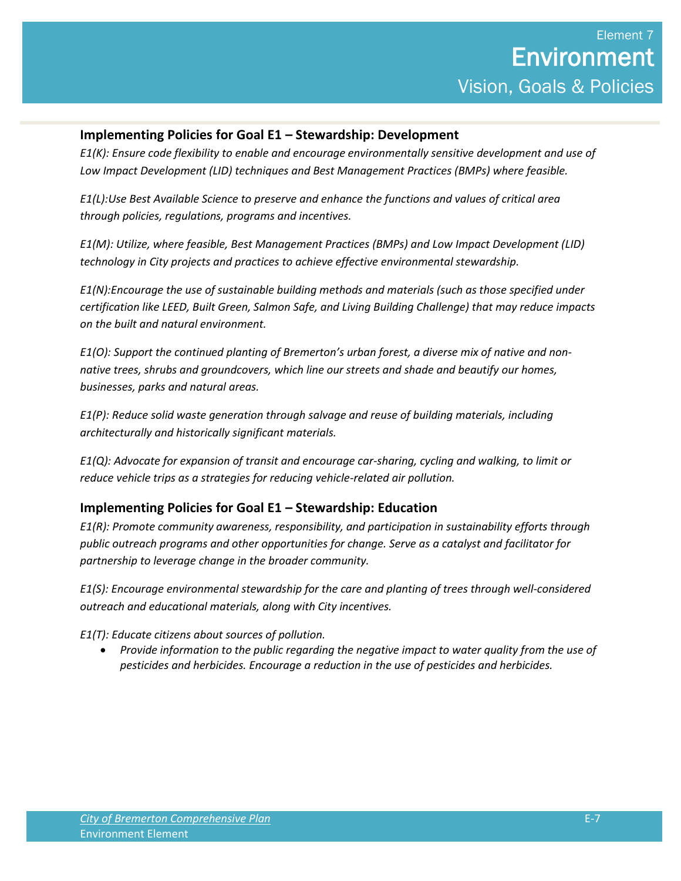### Implementing Policies for Goal E1 – Stewardship: Development

*E1(K): Ensure code flexibility to enable and encourage environmentally sensitive development and use of Low Impact Development (LID) techniques and Best Management Practices (BMPs) where feasible.*

*E1(L):Use Best Available Science to preserve and enhance the functions and values of critical area through policies, regulations, programs and incentives.*

*E1(M): Utilize, where feasible, Best Management Practices (BMPs) and Low Impact Development (LID) technology in City projects and practices to achieve effective environmental stewardship.*

*E1(N):Encourage the use of sustainable building methods and materials (such as those specified under certification like LEED, Built Green, Salmon Safe, and Living Building Challenge) that may reduce impacts on the built and natural environment.*

*E1(O): Support the continued planting of Bremerton's urban forest, a diverse mix of native and non-native trees, shrubs and groundcovers, which line our streets and shade and beautify our homes, businesses, parks and natural areas.*

*E1(P): Reduce solid waste generation through salvage and reuse of building materials, including architecturally and historically significant materials.*

*E1(Q): Advocate for expansion of transit and encourage car-sharing, cycling and walking, to limit or reduce vehicle trips as a strategies for reducing vehicle-related air pollution.*

### Implementing Policies for Goal E1 – Stewardship: Education

*E1(R): Promote community awareness, responsibility, and participation in sustainability efforts through public outreach programs and other opportunities for change. Serve as a catalyst and facilitator for partnership to leverage change in the broader community.*

*E1(S): Encourage environmental stewardship for the care and planting of trees through well-considered outreach and educational materials, along with City incentives.*

*E1(T): Educate citizens about sources of pollution.*

- *Provide information to the public regarding the negative impact to water quality from the use of pesticides and herbicides. Encourage a reduction in the use of pesticides and herbicides.*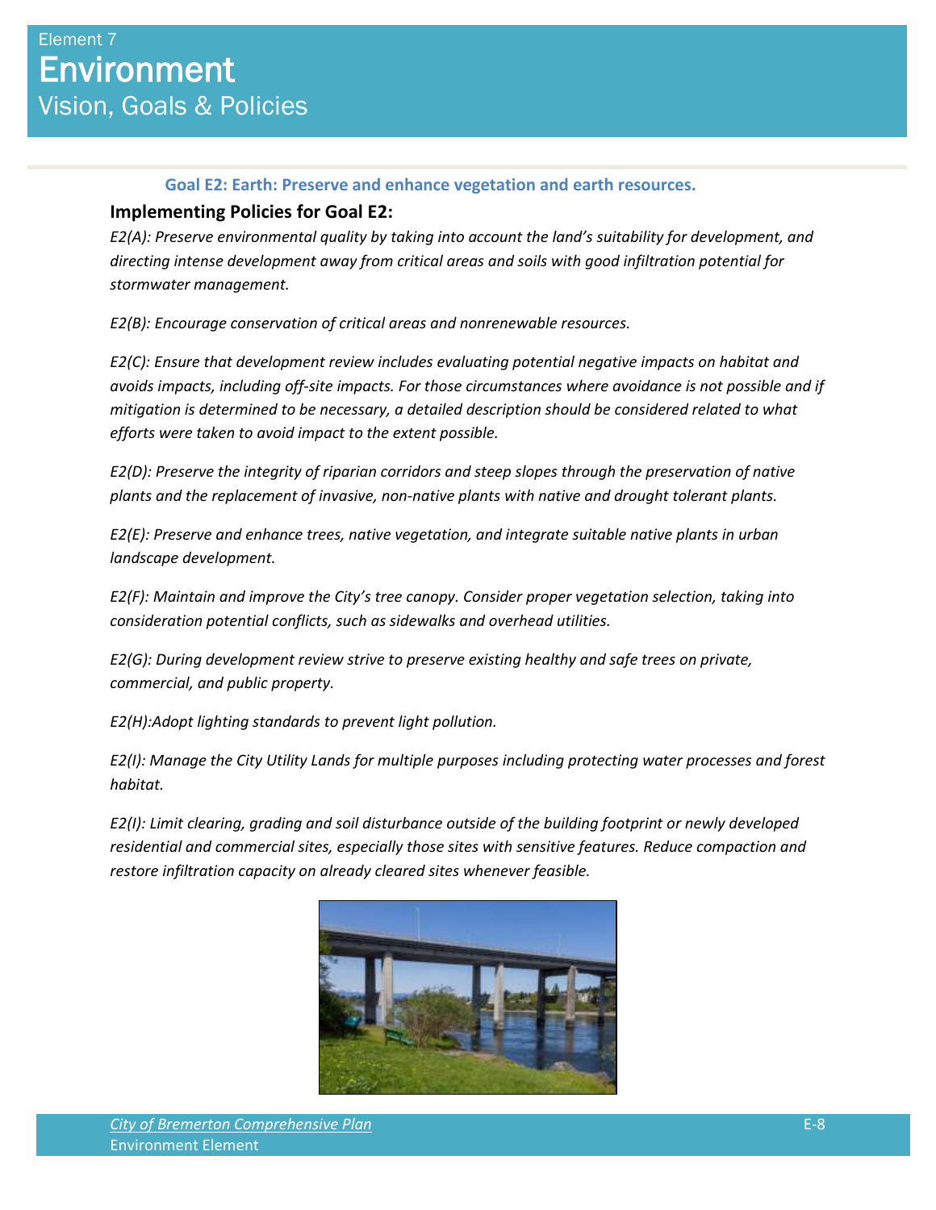# Element 7 Environment Vision, Goals & Policies

### Goal E2: Earth: Preserve and enhance vegetation and earth resources.

**Implementing Policies for Goal E2:**

*E2(A): Preserve environmental quality by taking into account the land's suitability for development, and directing intense development away from critical areas and soils with good infiltration potential for stormwater management.*

*E2(B): Encourage conservation of critical areas and nonrenewable resources.*

*E2(C): Ensure that development review includes evaluating potential negative impacts on habitat and avoids impacts, including off-site impacts. For those circumstances where avoidance is not possible and if mitigation is determined to be necessary, a detailed description should be considered related to what efforts were taken to avoid impact to the extent possible.*

*E2(D): Preserve the integrity of riparian corridors and steep slopes through the preservation of native plants and the replacement of invasive, non-native plants with native and drought tolerant plants.*

*E2(E): Preserve and enhance trees, native vegetation, and integrate suitable native plants in urban landscape development.*

*E2(F): Maintain and improve the City's tree canopy. Consider proper vegetation selection, taking into consideration potential conflicts, such as sidewalks and overhead utilities.*

*E2(G): During development review strive to preserve existing healthy and safe trees on private, commercial, and public property.*

*E2(H):Adopt lighting standards to prevent light pollution.*

*E2(I): Manage the City Utility Lands for multiple purposes including protecting water processes and forest habitat.*

*E2(I): Limit clearing, grading and soil disturbance outside of the building footprint or newly developed residential and commercial sites, especially those sites with sensitive features. Reduce compaction and restore infiltration capacity on already cleared sites whenever feasible.*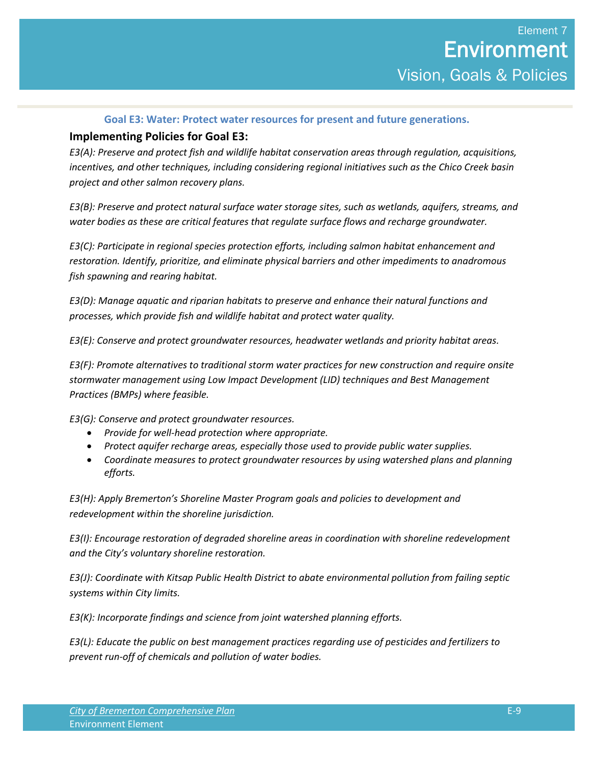**Goal E3: Water: Protect water resources for present and future generations.**

### Implementing Policies for Goal E3:

*E3(A): Preserve and protect fish and wildlife habitat conservation areas through regulation, acquisitions, incentives, and other techniques, including considering regional initiatives such as the Chico Creek basin project and other salmon recovery plans.*

*E3(B): Preserve and protect natural surface water storage sites, such as wetlands, aquifers, streams, and water bodies as these are critical features that regulate surface flows and recharge groundwater.*

*E3(C): Participate in regional species protection efforts, including salmon habitat enhancement and restoration. Identify, prioritize, and eliminate physical barriers and other impediments to anadromous fish spawning and rearing habitat.*

*E3(D): Manage aquatic and riparian habitats to preserve and enhance their natural functions and processes, which provide fish and wildlife habitat and protect water quality.*

*E3(E): Conserve and protect groundwater resources, headwater wetlands and priority habitat areas.*

*E3(F): Promote alternatives to traditional storm water practices for new construction and require onsite stormwater management using Low Impact Development (LID) techniques and Best Management Practices (BMPs) where feasible.*

*E3(G): Conserve and protect groundwater resources.*

- *Provide for well-head protection where appropriate.*
- *Protect aquifer recharge areas, especially those used to provide public water supplies.*
- *Coordinate measures to protect groundwater resources by using watershed plans and planning efforts.*

*E3(H): Apply Bremerton's Shoreline Master Program goals and policies to development and redevelopment within the shoreline jurisdiction.*

*E3(I): Encourage restoration of degraded shoreline areas in coordination with shoreline redevelopment and the City's voluntary shoreline restoration.*

*E3(J): Coordinate with Kitsap Public Health District to abate environmental pollution from failing septic systems within City limits.*

*E3(K): Incorporate findings and science from joint watershed planning efforts.*

*E3(L): Educate the public on best management practices regarding use of pesticides and fertilizers to prevent run-off of chemicals and pollution of water bodies.*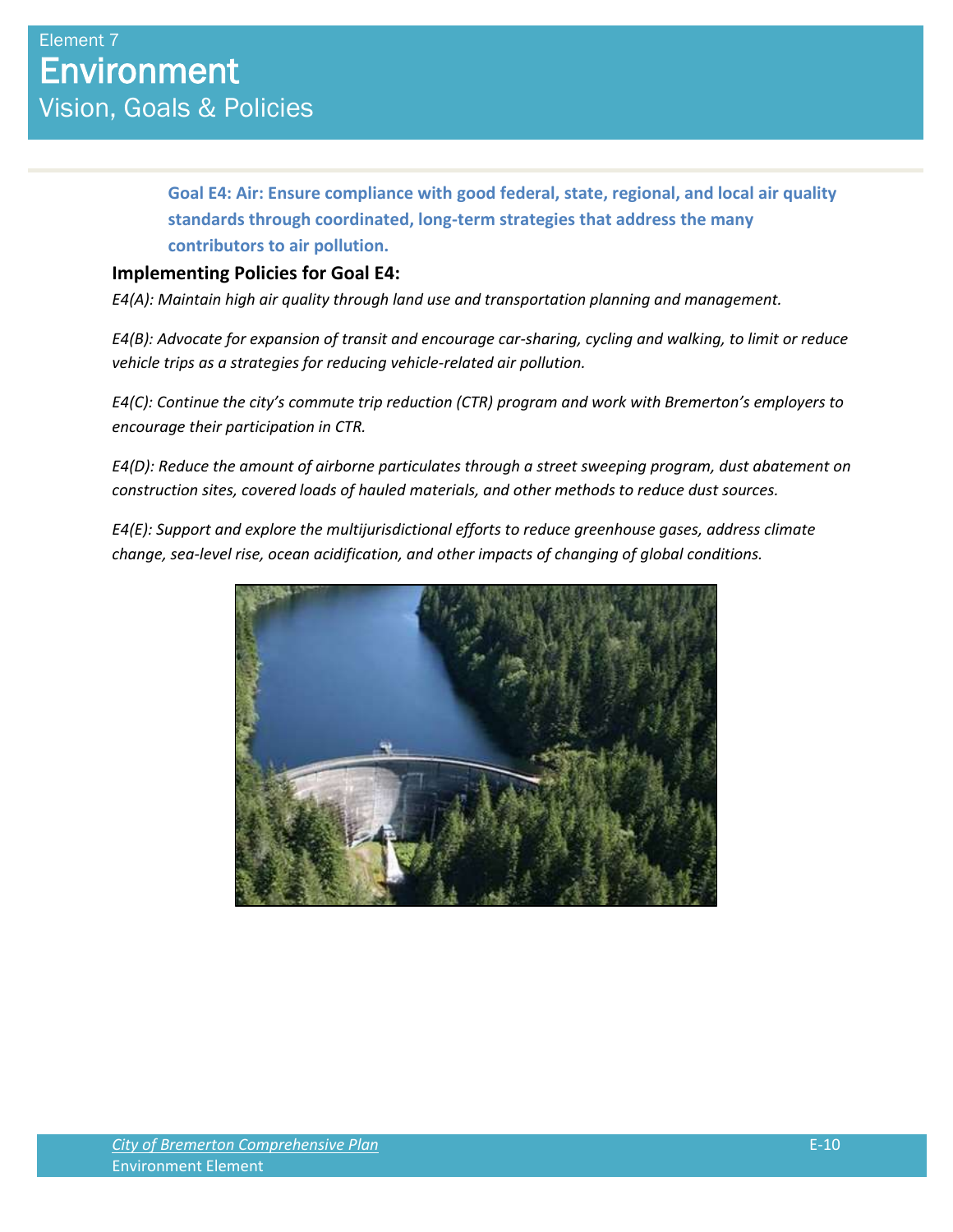**Goal E4: Air: Ensure compliance with good federal, state, regional, and local air quality standards through coordinated, long-term strategies that address the many contributors to air pollution.**

### Implementing Policies for Goal E4:

*E4(A): Maintain high air quality through land use and transportation planning and management.*

*E4(B): Advocate for expansion of transit and encourage car-sharing, cycling and walking, to limit or reduce vehicle trips as a strategies for reducing vehicle-related air pollution.*

*E4(C): Continue the city's commute trip reduction (CTR) program and work with Bremerton's employers to encourage their participation in CTR.*

*E4(D): Reduce the amount of airborne particulates through a street sweeping program, dust abatement on construction sites, covered loads of hauled materials, and other methods to reduce dust sources.*

*E4(E): Support and explore the multijurisdictional efforts to reduce greenhouse gases, address climate change, sea-level rise, ocean acidification, and other impacts of changing of global conditions.*